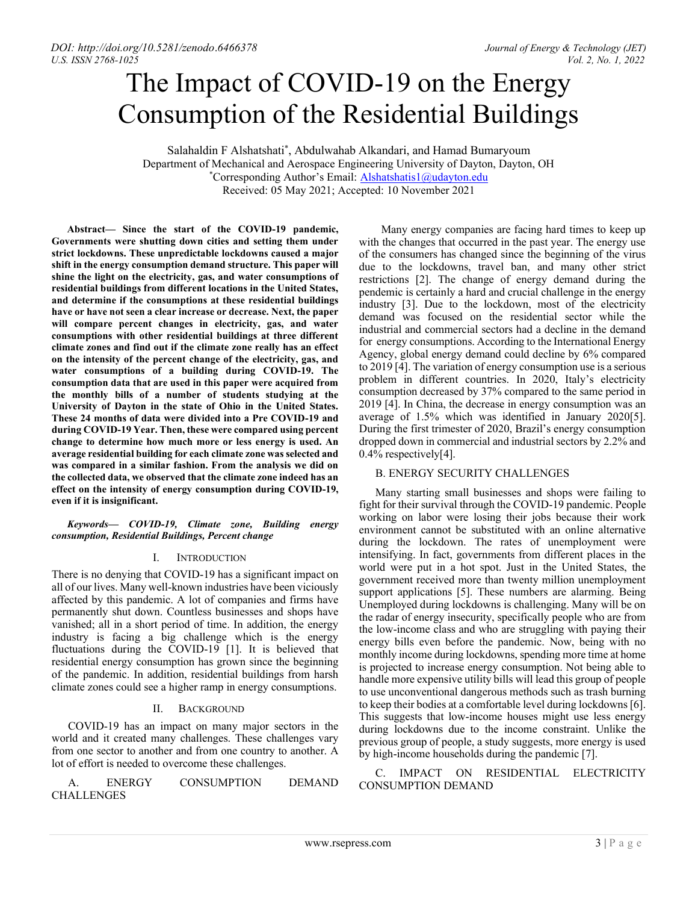# The Impact of COVID-19 on the Energy Consumption of the Residential Buildings

Salahaldin F Alshatshati*, Abdulwahab Alkandari, and Hamad Bumaryoum

Department of Mechanical and Aerospace Engineering University of Dayton, Dayton, OH

*Corresponding Author's Email: Alshatshatis1@udayton.edu

Received: 05 May 2021; Accepted: 10 November 2021

**Abstract— Since the start of the COVID-19 pandemic, Governments were shutting down cities and setting them under strict lockdowns. These unpredictable lockdowns caused a major shift in the energy consumption demand structure. This paper will shine the light on the electricity, gas, and water consumptions of residential buildings from different locations in the United States, and determine if the consumptions at these residential buildings have or have not seen a clear increase or decrease. Next, the paper will compare percent changes in electricity, gas, and water consumptions with other residential buildings at three different climate zones and find out if the climate zone really has an effect on the intensity of the percent change of the electricity, gas, and water consumptions of a building during COVID-19. The consumption data that are used in this paper were acquired from the monthly bills of a number of students studying at the University of Dayton in the state of Ohio in the United States. These 24 months of data were divided into a Pre COVID-19 and during COVID-19 Year. Then, these were compared using percent change to determine how much more or less energy is used. An average residential building for each climate zone was selected and was compared in a similar fashion. From the analysis we did on the collected data, we observed that the climate zone indeed has an effect on the intensity of energy consumption during COVID-19, even if it is insignificant.**

***Keywords— COVID-19, Climate zone, Building energy consumption, Residential Buildings, Percent change***

## I. Introduction

There is no denying that COVID-19 has a significant impact on all of our lives. Many well-known industries have been viciously affected by this pandemic. A lot of companies and firms have permanently shut down. Countless businesses and shops have vanished; all in a short period of time. In addition, the energy industry is facing a big challenge which is the energy fluctuations during the COVID-19 [1]. It is believed that residential energy consumption has grown since the beginning of the pandemic. In addition, residential buildings from harsh climate zones could see a higher ramp in energy consumptions.

## II. Background

COVID-19 has an impact on many major sectors in the world and it created many challenges. These challenges vary from one sector to another and from one country to another. A lot of effort is needed to overcome these challenges.

### A. Energy Consumption Demand Challenges

Many energy companies are facing hard times to keep up with the changes that occurred in the past year. The energy use of the consumers has changed since the beginning of the virus due to the lockdowns, travel ban, and many other strict restrictions [2]. The change of energy demand during the pendemic is certainly a hard and crucial challenge in the energy industry [3]. Due to the lockdown, most of the electricity demand was focused on the residential sector while the industrial and commercial sectors had a decline in the demand for energy consumptions. According to the International Energy Agency, global energy demand could decline by 6% compared to 2019 [4]. The variation of energy consumption use is a serious problem in different countries. In 2020, Italy's electricity consumption decreased by 37% compared to the same period in 2019 [4]. In China, the decrease in energy consumption was an average of 1.5% which was identified in January 2020[5]. During the first trimester of 2020, Brazil's energy consumption dropped down in commercial and industrial sectors by 2.2% and 0.4% respectively[4].

### B. Energy Security Challenges

Many starting small businesses and shops were failing to fight for their survival through the COVID-19 pandemic. People working on labor were losing their jobs because their work environment cannot be substituted with an online alternative during the lockdown. The rates of unemployment were intensifying. In fact, governments from different places in the world were put in a hot spot. Just in the United States, the government received more than twenty million unemployment support applications [5]. These numbers are alarming. Being Unemployed during lockdowns is challenging. Many will be on the radar of energy insecurity, specifically people who are from the low-income class and who are struggling with paying their energy bills even before the pandemic. Now, being with no monthly income during lockdowns, spending more time at home is projected to increase energy consumption. Not being able to handle more expensive utility bills will lead this group of people to use unconventional dangerous methods such as trash burning to keep their bodies at a comfortable level during lockdowns [6]. This suggests that low-income houses might use less energy during lockdowns due to the income constraint. Unlike the previous group of people, a study suggests, more energy is used by high-income households during the pandemic [7].

### C. Impact on Residential Electricity Consumption Demand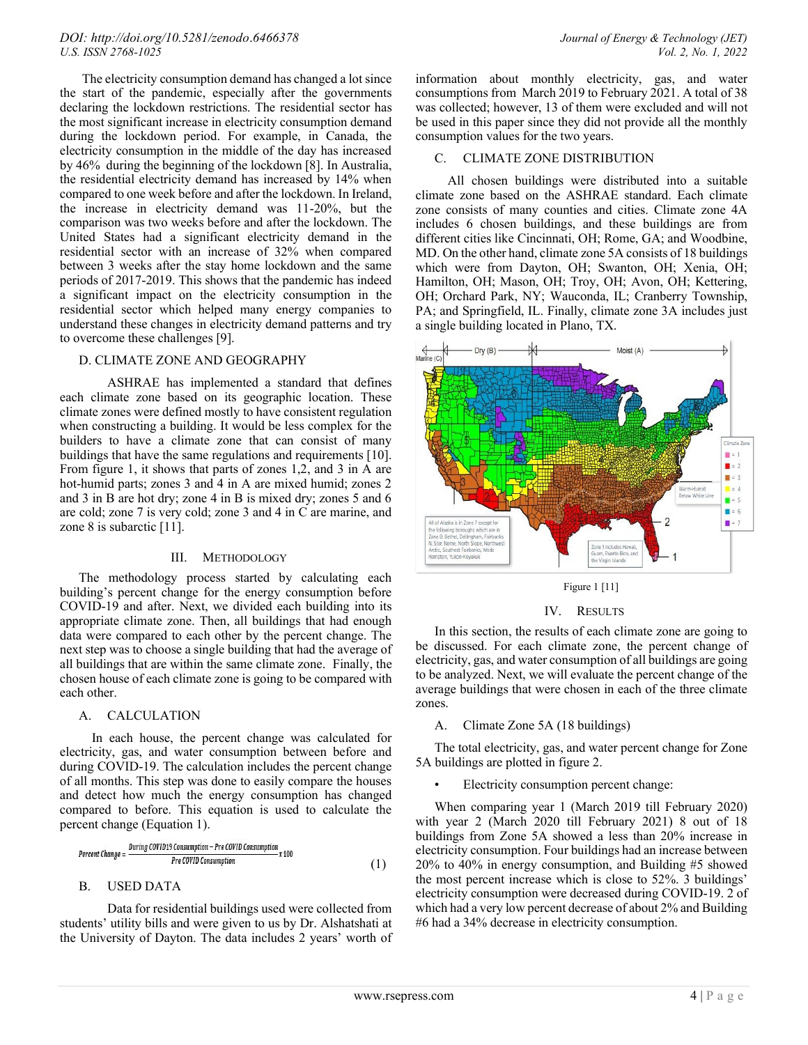The electricity consumption demand has changed a lot since the start of the pandemic, especially after the governments declaring the lockdown restrictions. The residential sector has the most significant increase in electricity consumption demand during the lockdown period. For example, in Canada, the electricity consumption in the middle of the day has increased by 46% during the beginning of the lockdown [8]. In Australia, the residential electricity demand has increased by 14% when compared to one week before and after the lockdown. In Ireland, the increase in electricity demand was 11-20%, but the comparison was two weeks before and after the lockdown. The United States had a significant electricity demand in the residential sector with an increase of 32% when compared between 3 weeks after the stay home lockdown and the same periods of 2017-2019. This shows that the pandemic has indeed a significant impact on the electricity consumption in the residential sector which helped many energy companies to understand these changes in electricity demand patterns and try to overcome these challenges [9].

### D. CLIMATE ZONE AND GEOGRAPHY

ASHRAE has implemented a standard that defines each climate zone based on its geographic location. These climate zones were defined mostly to have consistent regulation when constructing a building. It would be less complex for the builders to have a climate zone that can consist of many buildings that have the same regulations and requirements [10]. From figure 1, it shows that parts of zones 1,2, and 3 in A are hot-humid parts; zones 3 and 4 in A are mixed humid; zones 2 and 3 in B are hot dry; zone 4 in B is mixed dry; zones 5 and 6 are cold; zone 7 is very cold; zone 3 and 4 in C are marine, and zone 8 is subarctic [11].

## III. Methodology

The methodology process started by calculating each building's percent change for the energy consumption before COVID-19 and after. Next, we divided each building into its appropriate climate zone. Then, all buildings that had enough data were compared to each other by the percent change. The next step was to choose a single building that had the average of all buildings that are within the same climate zone. Finally, the chosen house of each climate zone is going to be compared with each other.

### A. CALCULATION

In each house, the percent change was calculated for electricity, gas, and water consumption between before and during COVID-19. The calculation includes the percent change of all months. This step was done to easily compare the houses and detect how much the energy consumption has changed compared to before. This equation is used to calculate the percent change (Equation 1).

$$Percent\ Change = \frac{During\ COVID19\ Consumption - Pre\ COVID\ Consumption}{Pre\ COVID\ Consumption} x\ 100 \tag{1}$$

### B. USED DATA

Data for residential buildings used were collected from students' utility bills and were given to us by Dr. Alshatshati at the University of Dayton. The data includes 2 years' worth of information about monthly electricity, gas, and water consumptions from March 2019 to February 2021. A total of 38 was collected; however, 13 of them were excluded and will not be used in this paper since they did not provide all the monthly consumption values for the two years.

### C. CLIMATE ZONE DISTRIBUTION

All chosen buildings were distributed into a suitable climate zone based on the ASHRAE standard. Each climate zone consists of many counties and cities. Climate zone 4A includes 6 chosen buildings, and these buildings are from different cities like Cincinnati, OH; Rome, GA; and Woodbine, MD. On the other hand, climate zone 5A consists of 18 buildings which were from Dayton, OH; Swanton, OH; Xenia, OH; Hamilton, OH; Mason, OH; Troy, OH; Avon, OH; Kettering, OH; Orchard Park, NY; Wauconda, IL; Cranberry Township, PA; and Springfield, IL. Finally, climate zone 3A includes just a single building located in Plano, TX.

Figure 1 [11]

## IV. Results

In this section, the results of each climate zone are going to be discussed. For each climate zone, the percent change of electricity, gas, and water consumption of all buildings are going to be analyzed. Next, we will evaluate the percent change of the average buildings that were chosen in each of the three climate zones.

### A. Climate Zone 5A (18 buildings)

The total electricity, gas, and water percent change for Zone 5A buildings are plotted in figure 2.

- Electricity consumption percent change:

When comparing year 1 (March 2019 till February 2020) with year 2 (March 2020 till February 2021) 8 out of 18 buildings from Zone 5A showed a less than 20% increase in electricity consumption. Four buildings had an increase between 20% to 40% in energy consumption, and Building #5 showed the most percent increase which is close to 52%. 3 buildings' electricity consumption were decreased during COVID-19. 2 of which had a very low percent decrease of about 2% and Building #6 had a 34% decrease in electricity consumption.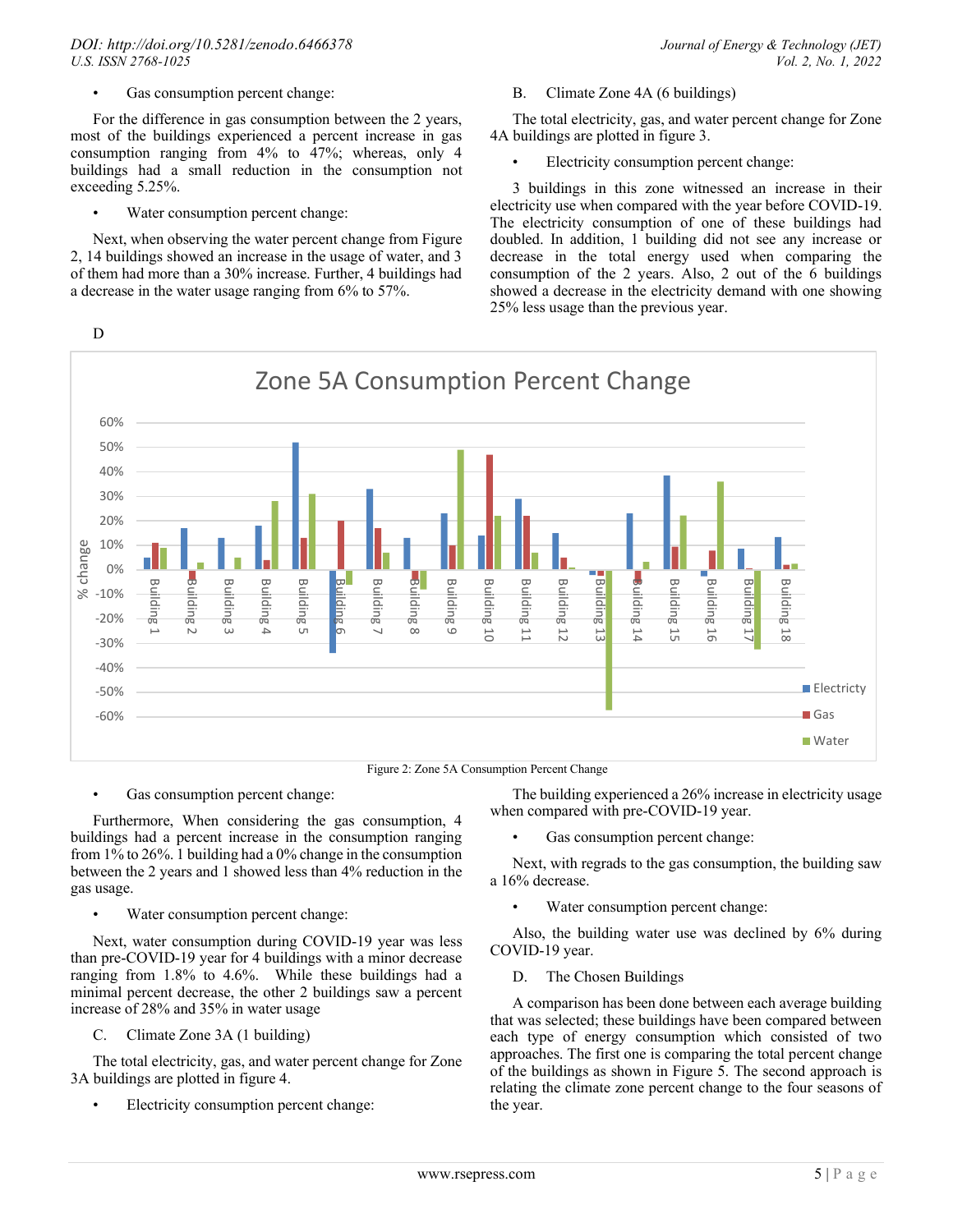- Gas consumption percent change:

For the difference in gas consumption between the 2 years, most of the buildings experienced a percent increase in gas consumption ranging from 4% to 47%; whereas, only 4 buildings had a small reduction in the consumption not exceeding 5.25%.

- Water consumption percent change:

Next, when observing the water percent change from Figure 2, 14 buildings showed an increase in the usage of water, and 3 of them had more than a 30% increase. Further, 4 buildings had a decrease in the water usage ranging from 6% to 57%.

### B. Climate Zone 4A (6 buildings)

The total electricity, gas, and water percent change for Zone 4A buildings are plotted in figure 3.

- Electricity consumption percent change:

3 buildings in this zone witnessed an increase in their electricity use when compared with the year before COVID-19. The electricity consumption of one of these buildings had doubled. In addition, 1 building did not see any increase or decrease in the total energy used when comparing the consumption of the 2 years. Also, 2 out of the 6 buildings showed a decrease in the electricity demand with one showing 25% less usage than the previous year.

D

Figure 2: Zone 5A Consumption Percent Change

- Gas consumption percent change:

Furthermore, When considering the gas consumption, 4 buildings had a percent increase in the consumption ranging from 1% to 26%. 1 building had a 0% change in the consumption between the 2 years and 1 showed less than 4% reduction in the gas usage.

- Water consumption percent change:

Next, water consumption during COVID-19 year was less than pre-COVID-19 year for 4 buildings with a minor decrease ranging from 1.8% to 4.6%. While these buildings had a minimal percent decrease, the other 2 buildings saw a percent increase of 28% and 35% in water usage

### C. Climate Zone 3A (1 building)

The total electricity, gas, and water percent change for Zone 3A buildings are plotted in figure 4.

- Electricity consumption percent change:

The building experienced a 26% increase in electricity usage when compared with pre-COVID-19 year.

- Gas consumption percent change:

Next, with regrads to the gas consumption, the building saw a 16% decrease.

- Water consumption percent change:

Also, the building water use was declined by 6% during COVID-19 year.

### D. The Chosen Buildings

A comparison has been done between each average building that was selected; these buildings have been compared between each type of energy consumption which consisted of two approaches. The first one is comparing the total percent change of the buildings as shown in Figure 5. The second approach is relating the climate zone percent change to the four seasons of the year.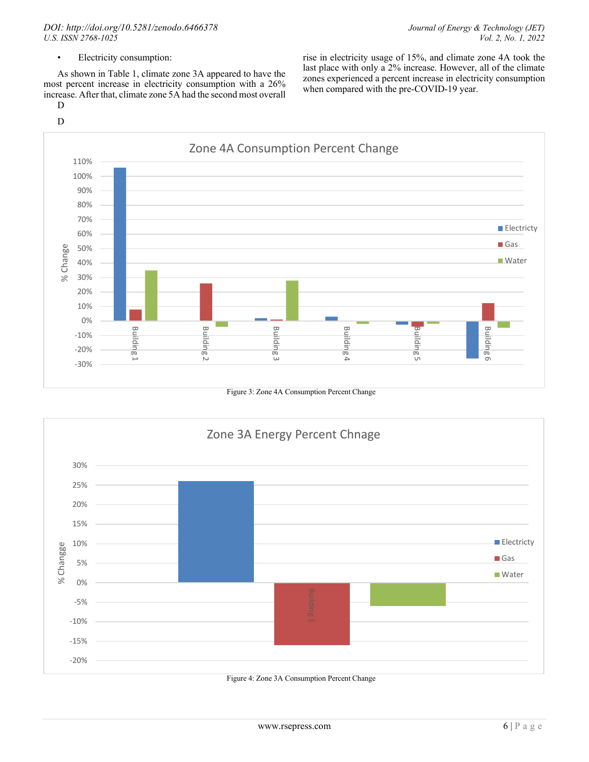- Electricity consumption:

As shown in Table 1, climate zone 3A appeared to have the most percent increase in electricity consumption with a 26% increase. After that, climate zone 5A had the second most overall rise in electricity usage of 15%, and climate zone 4A took the last place with only a 2% increase. However, all of the climate zones experienced a percent increase in electricity consumption when compared with the pre-COVID-19 year.

D

D

Figure 3: Zone 4A Consumption Percent Change

Figure 4: Zone 3A Consumption Percent Change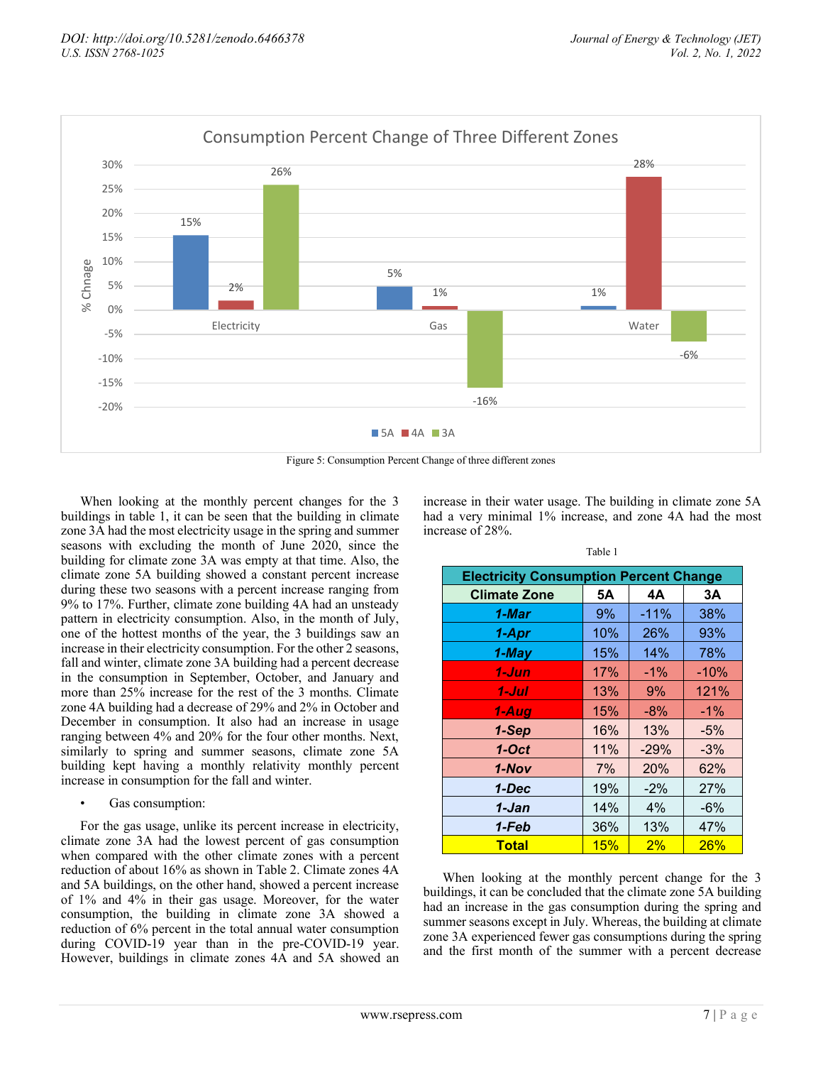Figure 5: Consumption Percent Change of three different zones

When looking at the monthly percent changes for the 3 buildings in table 1, it can be seen that the building in climate zone 3A had the most electricity usage in the spring and summer seasons with excluding the month of June 2020, since the building for climate zone 3A was empty at that time. Also, the climate zone 5A building showed a constant percent increase during these two seasons with a percent increase ranging from 9% to 17%. Further, climate zone building 4A had an unsteady pattern in electricity consumption. Also, in the month of July, one of the hottest months of the year, the 3 buildings saw an increase in their electricity consumption. For the other 2 seasons, fall and winter, climate zone 3A building had a percent decrease in the consumption in September, October, and January and more than 25% increase for the rest of the 3 months. Climate zone 4A building had a decrease of 29% and 2% in October and December in consumption. It also had an increase in usage ranging between 4% and 20% for the four other months. Next, similarly to spring and summer seasons, climate zone 5A building kept having a monthly relativity monthly percent increase in consumption for the fall and winter.

- Gas consumption:

For the gas usage, unlike its percent increase in electricity, climate zone 3A had the lowest percent of gas consumption when compared with the other climate zones with a percent reduction of about 16% as shown in Table 2. Climate zones 4A and 5A buildings, on the other hand, showed a percent increase of 1% and 4% in their gas usage. Moreover, for the water consumption, the building in climate zone 3A showed a reduction of 6% percent in the total annual water consumption during COVID-19 year than in the pre-COVID-19 year. However, buildings in climate zones 4A and 5A showed an increase in their water usage. The building in climate zone 5A had a very minimal 1% increase, and zone 4A had the most increase of 28%.

Table 1

| Electricity Consumption Percent Change | | | |
|---|---|---|---|
| Climate Zone | 5A | 4A | 3A |
| 1-Mar | 9% | -11% | 38% |
| 1-Apr | 10% | 26% | 93% |
| 1-May | 15% | 14% | 78% |
| 1-Jun | 17% | -1% | -10% |
| 1-Jul | 13% | 9% | 121% |
| 1-Aug | 15% | -8% | -1% |
| 1-Sep | 16% | 13% | -5% |
| 1-Oct | 11% | -29% | -3% |
| 1-Nov | 7% | 20% | 62% |
| 1-Dec | 19% | -2% | 27% |
| 1-Jan | 14% | 4% | -6% |
| 1-Feb | 36% | 13% | 47% |
| Total | 15% | 2% | 26% |

When looking at the monthly percent change for the 3 buildings, it can be concluded that the climate zone 5A building had an increase in the gas consumption during the spring and summer seasons except in July. Whereas, the building at climate zone 3A experienced fewer gas consumptions during the spring and the first month of the summer with a percent decrease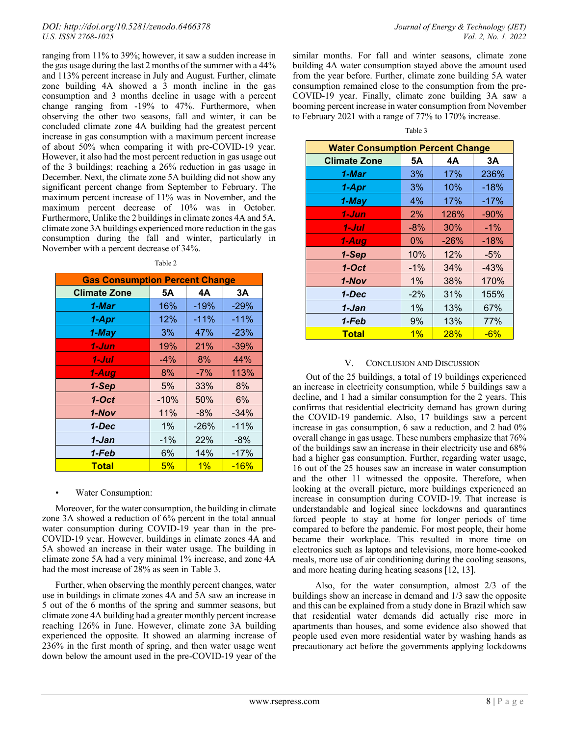ranging from 11% to 39%; however, it saw a sudden increase in the gas usage during the last 2 months of the summer with a 44% and 113% percent increase in July and August. Further, climate zone building 4A showed a 3 month incline in the gas consumption and 3 months decline in usage with a percent change ranging from -19% to 47%. Furthermore, when observing the other two seasons, fall and winter, it can be concluded climate zone 4A building had the greatest percent increase in gas consumption with a maximum percent increase of about 50% when comparing it with pre-COVID-19 year. However, it also had the most percent reduction in gas usage out of the 3 buildings; reaching a 26% reduction in gas usage in December. Next, the climate zone 5A building did not show any significant percent change from September to February. The maximum percent increase of 11% was in November, and the maximum percent decrease of 10% was in October. Furthermore, Unlike the 2 buildings in climate zones 4A and 5A, climate zone 3A buildings experienced more reduction in the gas consumption during the fall and winter, particularly in November with a percent decrease of 34%.

Table 2

| Gas Consumption Percent Change | | | |
|---|---|---|---|
| **Climate Zone** | **5A** | **4A** | **3A** |
| ***1-Mar*** | 16% | -19% | -29% |
| ***1-Apr*** | 12% | -11% | -11% |
| ***1-May*** | 3% | 47% | -23% |
| ***1-Jun*** | 19% | 21% | -39% |
| ***1-Jul*** | -4% | 8% | 44% |
| ***1-Aug*** | 8% | -7% | 113% |
| ***1-Sep*** | 5% | 33% | 8% |
| ***1-Oct*** | -10% | 50% | 6% |
| ***1-Nov*** | 11% | -8% | -34% |
| ***1-Dec*** | 1% | -26% | -11% |
| ***1-Jan*** | -1% | 22% | -8% |
| ***1-Feb*** | 6% | 14% | -17% |
| **Total** | 5% | 1% | -16% |

- Water Consumption:

Moreover, for the water consumption, the building in climate zone 3A showed a reduction of 6% percent in the total annual water consumption during COVID-19 year than in the pre-COVID-19 year. However, buildings in climate zones 4A and 5A showed an increase in their water usage. The building in climate zone 5A had a very minimal 1% increase, and zone 4A had the most increase of 28% as seen in Table 3.

Further, when observing the monthly percent changes, water use in buildings in climate zones 4A and 5A saw an increase in 5 out of the 6 months of the spring and summer seasons, but climate zone 4A building had a greater monthly percent increase reaching 126% in June. However, climate zone 3A building experienced the opposite. It showed an alarming increase of 236% in the first month of spring, and then water usage went down below the amount used in the pre-COVID-19 year of the similar months. For fall and winter seasons, climate zone building 4A water consumption stayed above the amount used from the year before. Further, climate zone building 5A water consumption remained close to the consumption from the pre-COVID-19 year. Finally, climate zone building 3A saw a booming percent increase in water consumption from November to February 2021 with a range of 77% to 170% increase.

Table 3

| Water Consumption Percent Change | | | |
|---|---|---|---|
| **Climate Zone** | **5A** | **4A** | **3A** |
| ***1-Mar*** | 3% | 17% | 236% |
| ***1-Apr*** | 3% | 10% | -18% |
| ***1-May*** | 4% | 17% | -17% |
| ***1-Jun*** | 2% | 126% | -90% |
| ***1-Jul*** | -8% | 30% | -1% |
| ***1-Aug*** | 0% | -26% | -18% |
| ***1-Sep*** | 10% | 12% | -5% |
| ***1-Oct*** | -1% | 34% | -43% |
| ***1-Nov*** | 1% | 38% | 170% |
| ***1-Dec*** | -2% | 31% | 155% |
| ***1-Jan*** | 1% | 13% | 67% |
| ***1-Feb*** | 9% | 13% | 77% |
| **Total** | 1% | 28% | -6% |

## V. Conclusion and Discussion

Out of the 25 buildings, a total of 19 buildings experienced an increase in electricity consumption, while 5 buildings saw a decline, and 1 had a similar consumption for the 2 years. This confirms that residential electricity demand has grown during the COVID-19 pandemic. Also, 17 buildings saw a percent increase in gas consumption, 6 saw a reduction, and 2 had 0% overall change in gas usage. These numbers emphasize that 76% of the buildings saw an increase in their electricity use and 68% had a higher gas consumption. Further, regarding water usage, 16 out of the 25 houses saw an increase in water consumption and the other 11 witnessed the opposite. Therefore, when looking at the overall picture, more buildings experienced an increase in consumption during COVID-19. That increase is understandable and logical since lockdowns and quarantines forced people to stay at home for longer periods of time compared to before the pandemic. For most people, their home became their workplace. This resulted in more time on electronics such as laptops and televisions, more home-cooked meals, more use of air conditioning during the cooling seasons, and more heating during heating seasons [12, 13].

Also, for the water consumption, almost 2/3 of the buildings show an increase in demand and 1/3 saw the opposite and this can be explained from a study done in Brazil which saw that residential water demands did actually rise more in apartments than houses, and some evidence also showed that people used even more residential water by washing hands as precautionary act before the governments applying lockdowns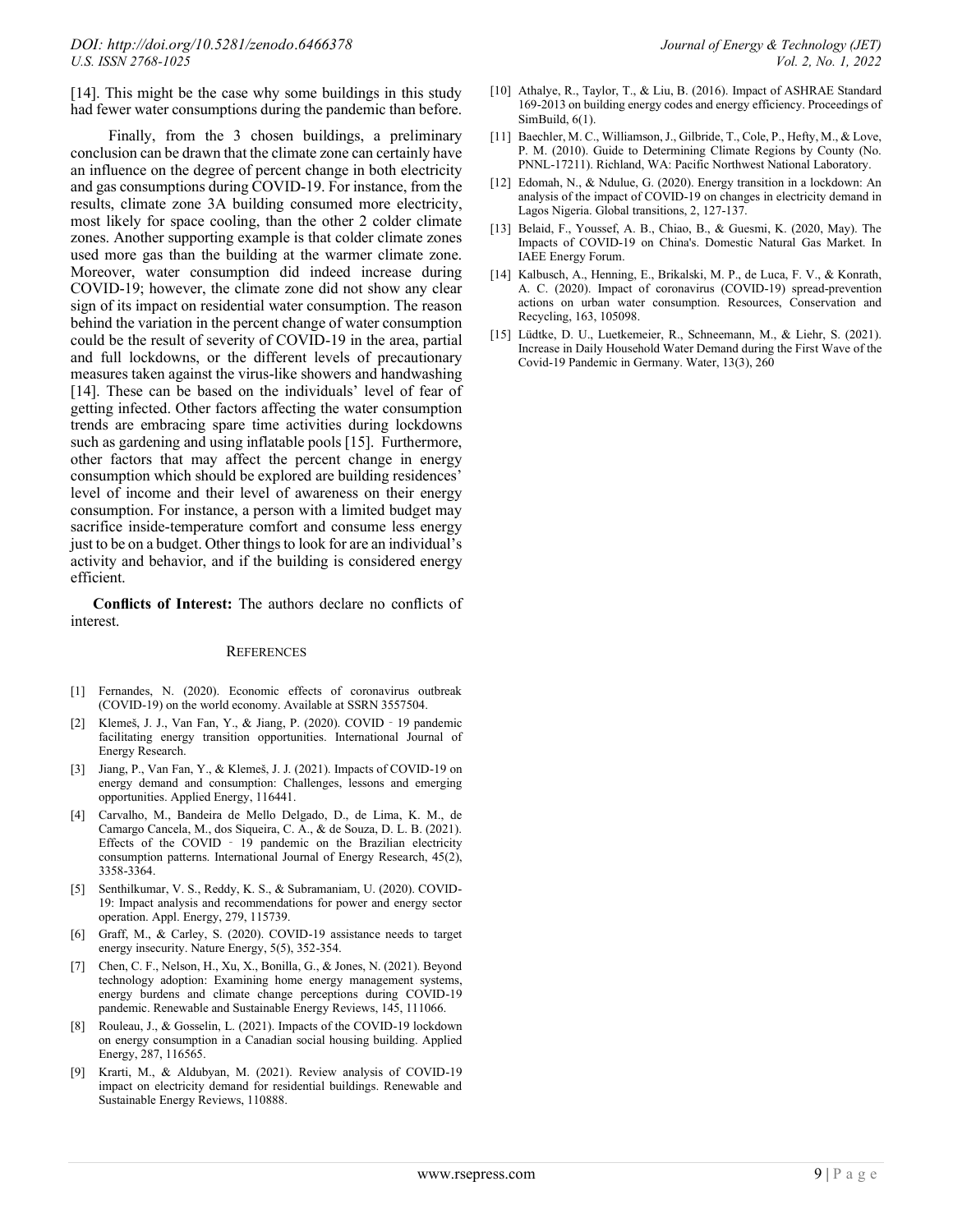[14]. This might be the case why some buildings in this study had fewer water consumptions during the pandemic than before.

Finally, from the 3 chosen buildings, a preliminary conclusion can be drawn that the climate zone can certainly have an influence on the degree of percent change in both electricity and gas consumptions during COVID-19. For instance, from the results, climate zone 3A building consumed more electricity, most likely for space cooling, than the other 2 colder climate zones. Another supporting example is that colder climate zones used more gas than the building at the warmer climate zone. Moreover, water consumption did indeed increase during COVID-19; however, the climate zone did not show any clear sign of its impact on residential water consumption. The reason behind the variation in the percent change of water consumption could be the result of severity of COVID-19 in the area, partial and full lockdowns, or the different levels of precautionary measures taken against the virus-like showers and handwashing [14]. These can be based on the individuals' level of fear of getting infected. Other factors affecting the water consumption trends are embracing spare time activities during lockdowns such as gardening and using inflatable pools [15]. Furthermore, other factors that may affect the percent change in energy consumption which should be explored are building residences' level of income and their level of awareness on their energy consumption. For instance, a person with a limited budget may sacrifice inside-temperature comfort and consume less energy just to be on a budget. Other things to look for are an individual's activity and behavior, and if the building is considered energy efficient.

**Conflicts of Interest:** The authors declare no conflicts of interest.

## References

[1] Fernandes, N. (2020). Economic effects of coronavirus outbreak (COVID-19) on the world economy. Available at SSRN 3557504.

[2] Klemeš, J. J., Van Fan, Y., & Jiang, P. (2020). COVID‐19 pandemic facilitating energy transition opportunities. International Journal of Energy Research.

[3] Jiang, P., Van Fan, Y., & Klemeš, J. J. (2021). Impacts of COVID-19 on energy demand and consumption: Challenges, lessons and emerging opportunities. Applied Energy, 116441.

[4] Carvalho, M., Bandeira de Mello Delgado, D., de Lima, K. M., de Camargo Cancela, M., dos Siqueira, C. A., & de Souza, D. L. B. (2021). Effects of the COVID‐19 pandemic on the Brazilian electricity consumption patterns. International Journal of Energy Research, 45(2), 3358-3364.

[5] Senthilkumar, V. S., Reddy, K. S., & Subramaniam, U. (2020). COVID-19: Impact analysis and recommendations for power and energy sector operation. Appl. Energy, 279, 115739.

[6] Graff, M., & Carley, S. (2020). COVID-19 assistance needs to target energy insecurity. Nature Energy, 5(5), 352-354.

[7] Chen, C. F., Nelson, H., Xu, X., Bonilla, G., & Jones, N. (2021). Beyond technology adoption: Examining home energy management systems, energy burdens and climate change perceptions during COVID-19 pandemic. Renewable and Sustainable Energy Reviews, 145, 111066.

[8] Rouleau, J., & Gosselin, L. (2021). Impacts of the COVID-19 lockdown on energy consumption in a Canadian social housing building. Applied Energy, 287, 116565.

[9] Krarti, M., & Aldubyan, M. (2021). Review analysis of COVID-19 impact on electricity demand for residential buildings. Renewable and Sustainable Energy Reviews, 110888.

[10] Athalye, R., Taylor, T., & Liu, B. (2016). Impact of ASHRAE Standard 169-2013 on building energy codes and energy efficiency. Proceedings of SimBuild, 6(1).

[11] Baechler, M. C., Williamson, J., Gilbride, T., Cole, P., Hefty, M., & Love, P. M. (2010). Guide to Determining Climate Regions by County (No. PNNL-17211). Richland, WA: Pacific Northwest National Laboratory.

[12] Edomah, N., & Ndulue, G. (2020). Energy transition in a lockdown: An analysis of the impact of COVID-19 on changes in electricity demand in Lagos Nigeria. Global transitions, 2, 127-137.

[13] Belaid, F., Youssef, A. B., Chiao, B., & Guesmi, K. (2020, May). The Impacts of COVID-19 on China's. Domestic Natural Gas Market. In IAEE Energy Forum.

[14] Kalbusch, A., Henning, E., Brikalski, M. P., de Luca, F. V., & Konrath, A. C. (2020). Impact of coronavirus (COVID-19) spread-prevention actions on urban water consumption. Resources, Conservation and Recycling, 163, 105098.

[15] Lüdtke, D. U., Luetkemeier, R., Schneemann, M., & Liehr, S. (2021). Increase in Daily Household Water Demand during the First Wave of the Covid-19 Pandemic in Germany. Water, 13(3), 260